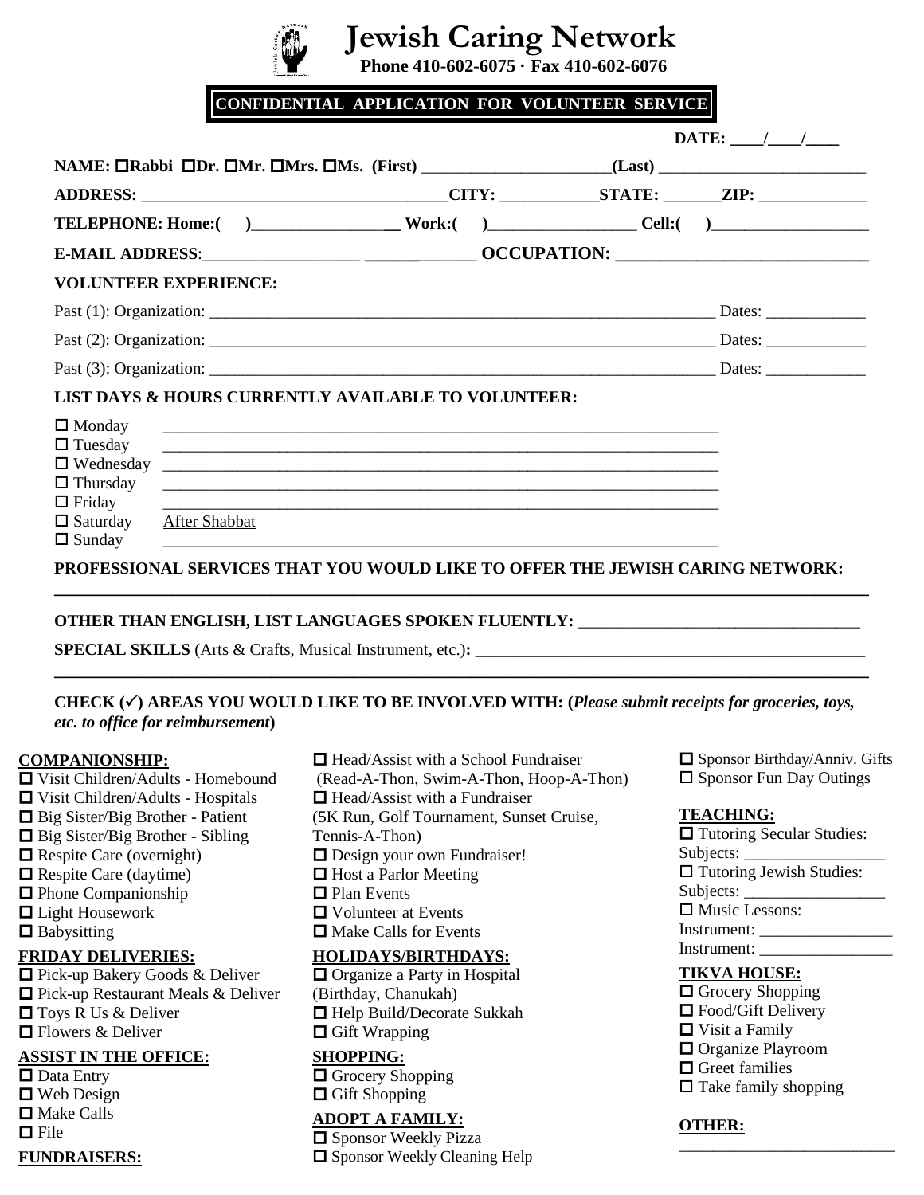# Jewish Caring Network

**Phone 410-602-6075 · Fax 410-602-6076**

**CONFIDENTIAL APPLICATION FOR VOLUNTEER SERVICE**

**DATE: \_\_\_\_/\_\_\_\_/\_\_\_\_**

**NAME: ☐Rabbi ☐Dr. ☐Mr. ☐Mrs. ☐Ms. (First)** \_\_\_\_\_\_\_\_\_\_\_\_\_\_\_\_\_\_\_\_\_\_\_**(Last)** \_\_\_\_\_\_\_\_\_\_\_\_\_\_\_\_\_\_\_\_\_\_\_\_\_

**ADDRESS:** \_\_\_\_\_\_\_\_\_\_\_\_\_\_\_\_\_\_\_\_\_\_\_\_\_\_\_\_\_\_\_\_\_\_\_\_\_**CITY:** \_\_\_\_\_\_\_\_\_\_\_**STATE:** \_\_\_\_\_\_\_**ZIP:** \_\_\_\_\_\_\_\_\_\_\_\_\_

**TELEPHONE: Home:(    )**\_\_\_\_\_\_\_\_\_\_\_\_\_\_\_\_\_\_\_ **Work:(    )**\_\_\_\_\_\_\_\_\_\_\_\_\_\_\_\_\_\_ **Cell:(    )**\_\_\_\_\_\_\_\_\_\_\_\_\_\_\_\_\_\_\_

**E-MAIL ADDRESS**:\_\_\_\_\_\_\_\_\_\_\_\_\_\_\_\_\_\_\_\_\_\_\_\_\_\_\_\_\_\_\_\_\_\_\_\_ **OCCUPATION:** \_\_\_\_\_\_\_\_\_\_\_\_\_\_\_\_\_\_\_\_\_\_\_\_\_\_\_\_\_\_

**VOLUNTEER EXPERIENCE:**

Past (1): Organization: \_\_\_\_\_\_\_\_\_\_\_\_\_\_\_\_\_\_\_\_\_\_\_\_\_\_\_\_\_\_\_\_\_\_\_\_\_\_\_\_\_\_\_\_\_\_\_\_\_\_\_\_\_\_\_\_\_\_\_\_\_\_ Dates: \_\_\_\_\_\_\_\_\_\_\_\_

Past (2): Organization: \_\_\_\_\_\_\_\_\_\_\_\_\_\_\_\_\_\_\_\_\_\_\_\_\_\_\_\_\_\_\_\_\_\_\_\_\_\_\_\_\_\_\_\_\_\_\_\_\_\_\_\_\_\_\_\_\_\_\_\_\_\_ Dates: \_\_\_\_\_\_\_\_\_\_\_\_

Past (3): Organization: \_\_\_\_\_\_\_\_\_\_\_\_\_\_\_\_\_\_\_\_\_\_\_\_\_\_\_\_\_\_\_\_\_\_\_\_\_\_\_\_\_\_\_\_\_\_\_\_\_\_\_\_\_\_\_\_\_\_\_\_\_\_ Dates: \_\_\_\_\_\_\_\_\_\_\_\_

**LIST DAYS & HOURS CURRENTLY AVAILABLE TO VOLUNTEER:**

- ☐ Monday \_\_\_\_\_\_\_\_\_\_\_\_\_\_\_\_\_\_\_\_\_\_\_\_\_\_\_\_\_\_\_\_\_\_\_\_\_\_\_\_\_\_\_\_\_\_\_\_\_\_\_\_\_\_\_\_\_\_\_\_\_\_\_\_\_
- ☐ Tuesday \_\_\_\_\_\_\_\_\_\_\_\_\_\_\_\_\_\_\_\_\_\_\_\_\_\_\_\_\_\_\_\_\_\_\_\_\_\_\_\_\_\_\_\_\_\_\_\_\_\_\_\_\_\_\_\_\_\_\_\_\_\_\_\_\_
- ☐ Wednesday \_\_\_\_\_\_\_\_\_\_\_\_\_\_\_\_\_\_\_\_\_\_\_\_\_\_\_\_\_\_\_\_\_\_\_\_\_\_\_\_\_\_\_\_\_\_\_\_\_\_\_\_\_\_\_\_\_\_\_\_\_\_\_\_\_
- ☐ Thursday \_\_\_\_\_\_\_\_\_\_\_\_\_\_\_\_\_\_\_\_\_\_\_\_\_\_\_\_\_\_\_\_\_\_\_\_\_\_\_\_\_\_\_\_\_\_\_\_\_\_\_\_\_\_\_\_\_\_\_\_\_\_\_\_\_
- ☐ Friday \_\_\_\_\_\_\_\_\_\_\_\_\_\_\_\_\_\_\_\_\_\_\_\_\_\_\_\_\_\_\_\_\_\_\_\_\_\_\_\_\_\_\_\_\_\_\_\_\_\_\_\_\_\_\_\_\_\_\_\_\_\_\_\_\_
- ☐ Saturday After Shabbat
- ☐ Sunday \_\_\_\_\_\_\_\_\_\_\_\_\_\_\_\_\_\_\_\_\_\_\_\_\_\_\_\_\_\_\_\_\_\_\_\_\_\_\_\_\_\_\_\_\_\_\_\_\_\_\_\_\_\_\_\_\_\_\_\_\_\_\_\_\_

**PROFESSIONAL SERVICES THAT YOU WOULD LIKE TO OFFER THE JEWISH CARING NETWORK:**

\_\_\_\_\_\_\_\_\_\_\_\_\_\_\_\_\_\_\_\_\_\_\_\_\_\_\_\_\_\_\_\_\_\_\_\_\_\_\_\_\_\_\_\_\_\_\_\_\_\_\_\_\_\_\_\_\_\_\_\_\_\_\_\_\_\_\_\_\_\_\_\_\_\_\_\_\_\_\_\_\_\_\_\_\_\_\_

**OTHER THAN ENGLISH, LIST LANGUAGES SPOKEN FLUENTLY:** \_\_\_\_\_\_\_\_\_\_\_\_\_\_\_\_\_\_\_\_\_\_\_\_\_\_\_\_\_\_\_\_\_\_

**SPECIAL SKILLS** (Arts & Crafts, Musical Instrument, etc.)**:** \_\_\_\_\_\_\_\_\_\_\_\_\_\_\_\_\_\_\_\_\_\_\_\_\_\_\_\_\_\_\_\_\_\_\_\_\_\_\_\_\_\_\_\_\_\_\_

\_\_\_\_\_\_\_\_\_\_\_\_\_\_\_\_\_\_\_\_\_\_\_\_\_\_\_\_\_\_\_\_\_\_\_\_\_\_\_\_\_\_\_\_\_\_\_\_\_\_\_\_\_\_\_\_\_\_\_\_\_\_\_\_\_\_\_\_\_\_\_\_\_\_\_\_\_\_\_\_\_\_\_\_\_\_\_

**CHECK (✓) AREAS YOU WOULD LIKE TO BE INVOLVED WITH: (*Please submit receipts for groceries, toys, etc. to office for reimbursement*)**

**COMPANIONSHIP:**
- ☐ Visit Children/Adults - Homebound
- ☐ Visit Children/Adults - Hospitals
- ☐ Big Sister/Big Brother - Patient
- ☐ Big Sister/Big Brother - Sibling
- ☐ Respite Care (overnight)
- ☐ Respite Care (daytime)
- ☐ Phone Companionship
- ☐ Light Housework
- ☐ Babysitting

**FRIDAY DELIVERIES:**
- ☐ Pick-up Bakery Goods & Deliver
- ☐ Pick-up Restaurant Meals & Deliver
- ☐ Toys R Us & Deliver
- ☐ Flowers & Deliver

**ASSIST IN THE OFFICE:**
- ☐ Data Entry
- ☐ Web Design
- ☐ Make Calls
- ☐ File

**FUNDRAISERS:**
- ☐ Head/Assist with a School Fundraiser (Read-A-Thon, Swim-A-Thon, Hoop-A-Thon)
- ☐ Head/Assist with a Fundraiser (5K Run, Golf Tournament, Sunset Cruise, Tennis-A-Thon)
- ☐ Design your own Fundraiser!
- ☐ Host a Parlor Meeting
- ☐ Plan Events
- ☐ Volunteer at Events
- ☐ Make Calls for Events

**HOLIDAYS/BIRTHDAYS:**
- ☐ Organize a Party in Hospital (Birthday, Chanukah)
- ☐ Help Build/Decorate Sukkah
- ☐ Gift Wrapping

**SHOPPING:**
- ☐ Grocery Shopping
- ☐ Gift Shopping

**ADOPT A FAMILY:**
- ☐ Sponsor Weekly Pizza
- ☐ Sponsor Weekly Cleaning Help
- ☐ Sponsor Birthday/Anniv. Gifts
- ☐ Sponsor Fun Day Outings

**TEACHING:**
- ☐ Tutoring Secular Studies: Subjects: \_\_\_\_\_\_\_\_\_\_\_\_\_\_\_\_\_
- ☐ Tutoring Jewish Studies: Subjects: \_\_\_\_\_\_\_\_\_\_\_\_\_\_\_\_\_
- ☐ Music Lessons: Instrument: \_\_\_\_\_\_\_\_\_\_\_\_\_\_\_\_ Instrument: \_\_\_\_\_\_\_\_\_\_\_\_\_\_\_\_

**TIKVA HOUSE:**
- ☐ Grocery Shopping
- ☐ Food/Gift Delivery
- ☐ Visit a Family
- ☐ Organize Playroom
- ☐ Greet families
- ☐ Take family shopping

**OTHER:**

\_\_\_\_\_\_\_\_\_\_\_\_\_\_\_\_\_\_\_\_\_\_\_\_\_\_\_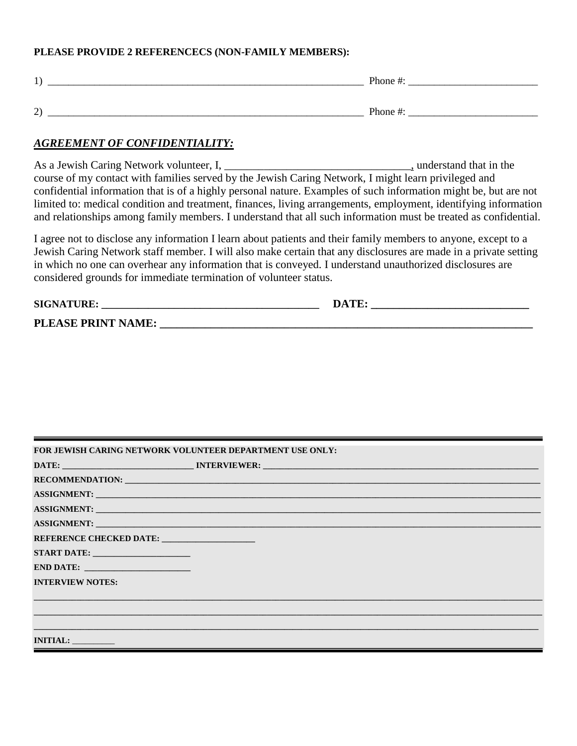**PLEASE PROVIDE 2 REFERENCECS (NON-FAMILY MEMBERS):**

1) ______________________________________________________________ Phone #: _________________________

2) ______________________________________________________________ Phone #: _________________________

### ***AGREEMENT OF CONFIDENTIALITY:***

As a Jewish Caring Network volunteer, I, _________________________________, understand that in the course of my contact with families served by the Jewish Caring Network, I might learn privileged and confidential information that is of a highly personal nature. Examples of such information might be, but are not limited to: medical condition and treatment, finances, living arrangements, employment, identifying information and relationships among family members. I understand that all such information must be treated as confidential.

I agree not to disclose any information I learn about patients and their family members to anyone, except to a Jewish Caring Network staff member. I will also make certain that any disclosures are made in a private setting in which no one can overhear any information that is conveyed. I understand unauthorized disclosures are considered grounds for immediate termination of volunteer status.

**SIGNATURE: _______________________________________ DATE: ___________________________**

**PLEASE PRINT NAME: ___________________________________________________________________**

---

**FOR JEWISH CARING NETWORK VOLUNTEER DEPARTMENT USE ONLY:**

**DATE:** ______________________________ **INTERVIEWER:** ______________________________________________________________

**RECOMMENDATION:** ______________________________________________________________________________________________

**ASSIGNMENT:** _________________________________________________________________________________________________

**ASSIGNMENT:** _________________________________________________________________________________________________

**ASSIGNMENT:** _________________________________________________________________________________________________

**REFERENCE CHECKED DATE:** _____________________

**START DATE:** ______________________

**END DATE:** ________________________

**INTERVIEW NOTES:**

_______________________________________________________________________________________________________________

_______________________________________________________________________________________________________________

_______________________________________________________________________________________________________________

**INITIAL:** __________